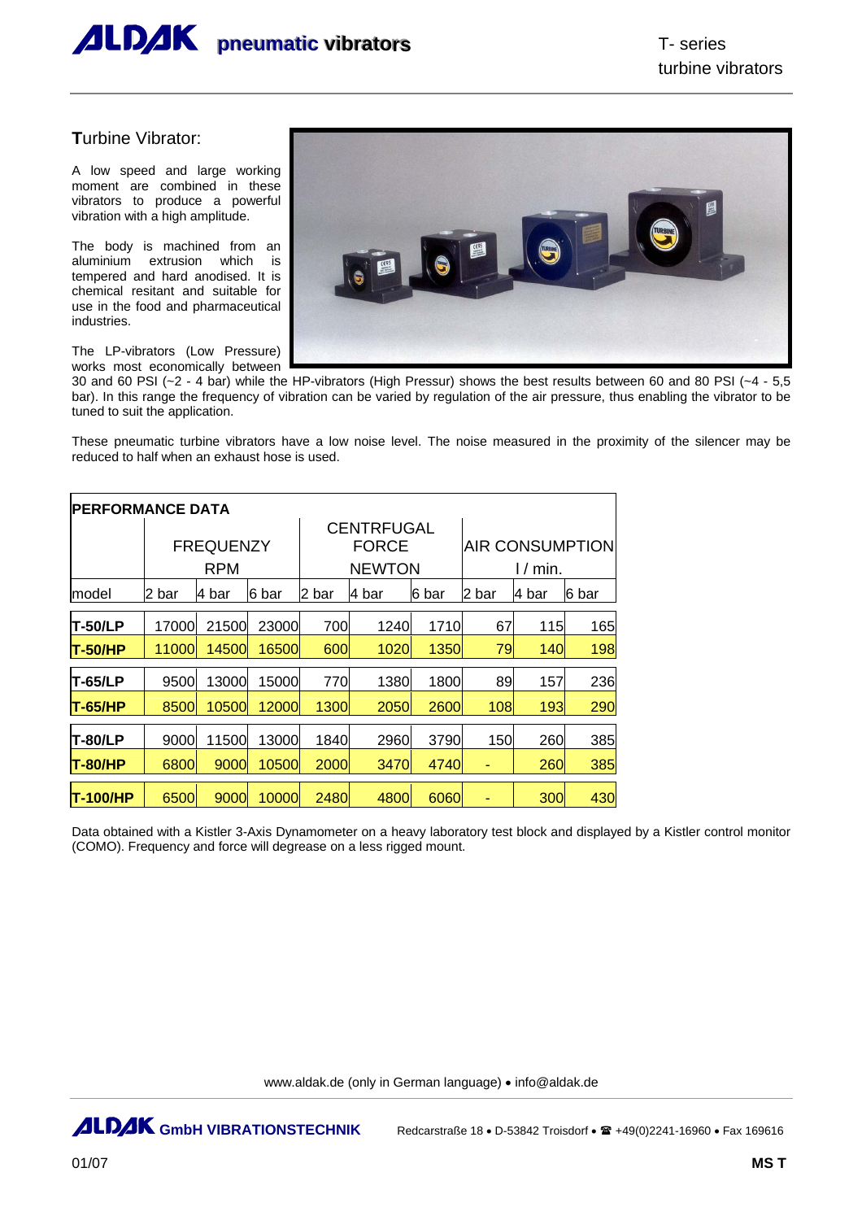# ALDAK pneumatic vibrators

T- series
turbine vibrators

## Turbine Vibrator:

A low speed and large working moment are combined in these vibrators to produce a powerful vibration with a high amplitude.

The body is machined from an aluminium extrusion which is tempered and hard anodised. It is chemical resitant and suitable for use in the food and pharmaceutical industries.

The LP-vibrators (Low Pressure) works most economically between 30 and 60 PSI (~2 - 4 bar) while the HP-vibrators (High Pressur) shows the best results between 60 and 80 PSI (~4 - 5,5 bar). In this range the frequency of vibration can be varied by regulation of the air pressure, thus enabling the vibrator to be tuned to suit the application.

These pneumatic turbine vibrators have a low noise level. The noise measured in the proximity of the silencer may be reduced to half when an exhaust hose is used.

**PERFORMANCE DATA**

| | FREQUENZY RPM | | | CENTRFUGAL FORCE NEWTON | | | AIR CONSUMPTION l / min. | | |
|---|---|---|---|---|---|---|---|---|---|
| model | 2 bar | 4 bar | 6 bar | 2 bar | 4 bar | 6 bar | 2 bar | 4 bar | 6 bar |
| **T-50/LP** | 17000 | 21500 | 23000 | 700 | 1240 | 1710 | 67 | 115 | 165 |
| **T-50/HP** | 11000 | 14500 | 16500 | 600 | 1020 | 1350 | 79 | 140 | 198 |
| **T-65/LP** | 9500 | 13000 | 15000 | 770 | 1380 | 1800 | 89 | 157 | 236 |
| **T-65/HP** | 8500 | 10500 | 12000 | 1300 | 2050 | 2600 | 108 | 193 | 290 |
| **T-80/LP** | 9000 | 11500 | 13000 | 1840 | 2960 | 3790 | 150 | 260 | 385 |
| **T-80/HP** | 6800 | 9000 | 10500 | 2000 | 3470 | 4740 | - | 260 | 385 |
| **T-100/HP** | 6500 | 9000 | 10000 | 2480 | 4800 | 6060 | - | 300 | 430 |

Data obtained with a Kistler 3-Axis Dynamometer on a heavy laboratory test block and displayed by a Kistler control monitor (COMO). Frequency and force will degrease on a less rigged mount.

www.aldak.de (only in German language) • info@aldak.de

**ALDAK GmbH VIBRATIONSTECHNIK** Redcarstraße 18 • D-53842 Troisdorf • ☎ +49(0)2241-16960 • Fax 169616

01/07 **MS T**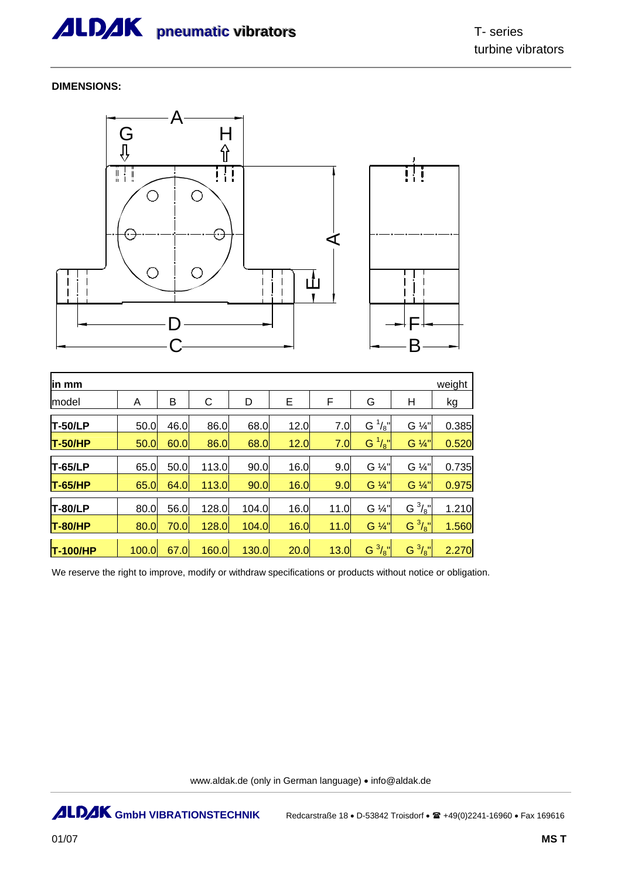**DIMENSIONS:**

A
G
H
A
E
D
C
F
B

| in mm | | | | | | | | | weight |
|---|---|---|---|---|---|---|---|---|---|
| model | A | B | C | D | E | F | G | H | kg |
| **T-50/LP** | 50.0 | 46.0 | 86.0 | 68.0 | 12.0 | 7.0 | G $^{1}/_{8}$" | G ¼" | 0.385 |
| **T-50/HP** | 50.0 | 60.0 | 86.0 | 68.0 | 12.0 | 7.0 | G $^{1}/_{8}$" | G ¼" | 0.520 |
| **T-65/LP** | 65.0 | 50.0 | 113.0 | 90.0 | 16.0 | 9.0 | G ¼" | G ¼" | 0.735 |
| **T-65/HP** | 65.0 | 64.0 | 113.0 | 90.0 | 16.0 | 9.0 | G ¼" | G ¼" | 0.975 |
| **T-80/LP** | 80.0 | 56.0 | 128.0 | 104.0 | 16.0 | 11.0 | G ¼" | G $^{3}/_{8}$" | 1.210 |
| **T-80/HP** | 80.0 | 70.0 | 128.0 | 104.0 | 16.0 | 11.0 | G ¼" | G $^{3}/_{8}$" | 1.560 |
| **T-100/HP** | 100.0 | 67.0 | 160.0 | 130.0 | 20.0 | 13.0 | G $^{3}/_{8}$" | G $^{3}/_{8}$" | 2.270 |

We reserve the right to improve, modify or withdraw specifications or products without notice or obligation.

www.aldak.de (only in German language) • info@aldak.de

**ALDAK GmbH VIBRATIONSTECHNIK** Redcarstraße 18 • D-53842 Troisdorf • ☎ +49(0)2241-16960 • Fax 169616

01/07 **MS T**